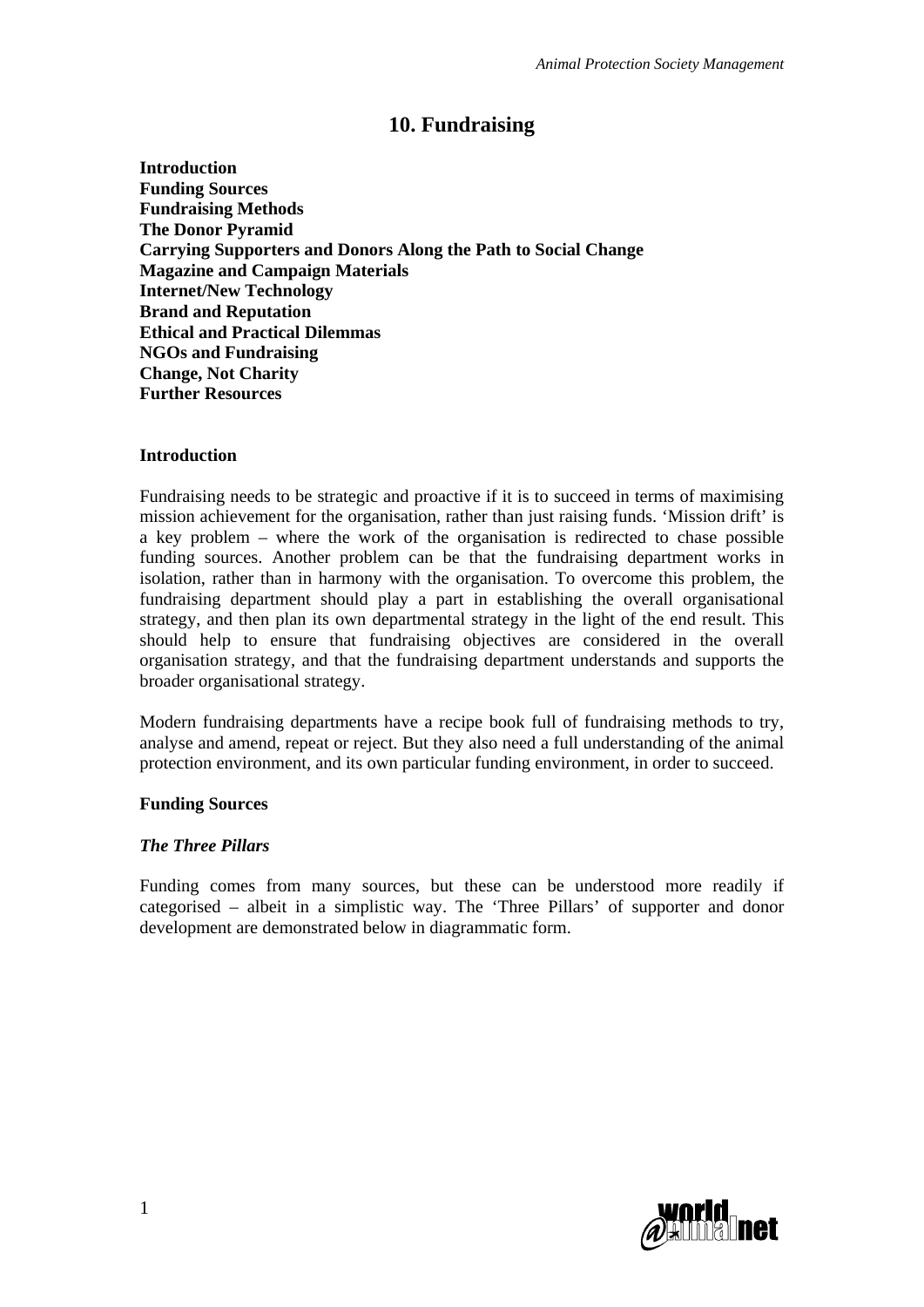# 10. Fundraising

**Introduction**
**Funding Sources**
**Fundraising Methods**
**The Donor Pyramid**
**Carrying Supporters and Donors Along the Path to Social Change**
**Magazine and Campaign Materials**
**Internet/New Technology**
**Brand and Reputation**
**Ethical and Practical Dilemmas**
**NGOs and Fundraising**
**Change, Not Charity**
**Further Resources**

## Introduction

Fundraising needs to be strategic and proactive if it is to succeed in terms of maximising mission achievement for the organisation, rather than just raising funds. 'Mission drift' is a key problem – where the work of the organisation is redirected to chase possible funding sources. Another problem can be that the fundraising department works in isolation, rather than in harmony with the organisation. To overcome this problem, the fundraising department should play a part in establishing the overall organisational strategy, and then plan its own departmental strategy in the light of the end result. This should help to ensure that fundraising objectives are considered in the overall organisation strategy, and that the fundraising department understands and supports the broader organisational strategy.

Modern fundraising departments have a recipe book full of fundraising methods to try, analyse and amend, repeat or reject. But they also need a full understanding of the animal protection environment, and its own particular funding environment, in order to succeed.

## Funding Sources

### *The Three Pillars*

Funding comes from many sources, but these can be understood more readily if categorised – albeit in a simplistic way. The 'Three Pillars' of supporter and donor development are demonstrated below in diagrammatic form.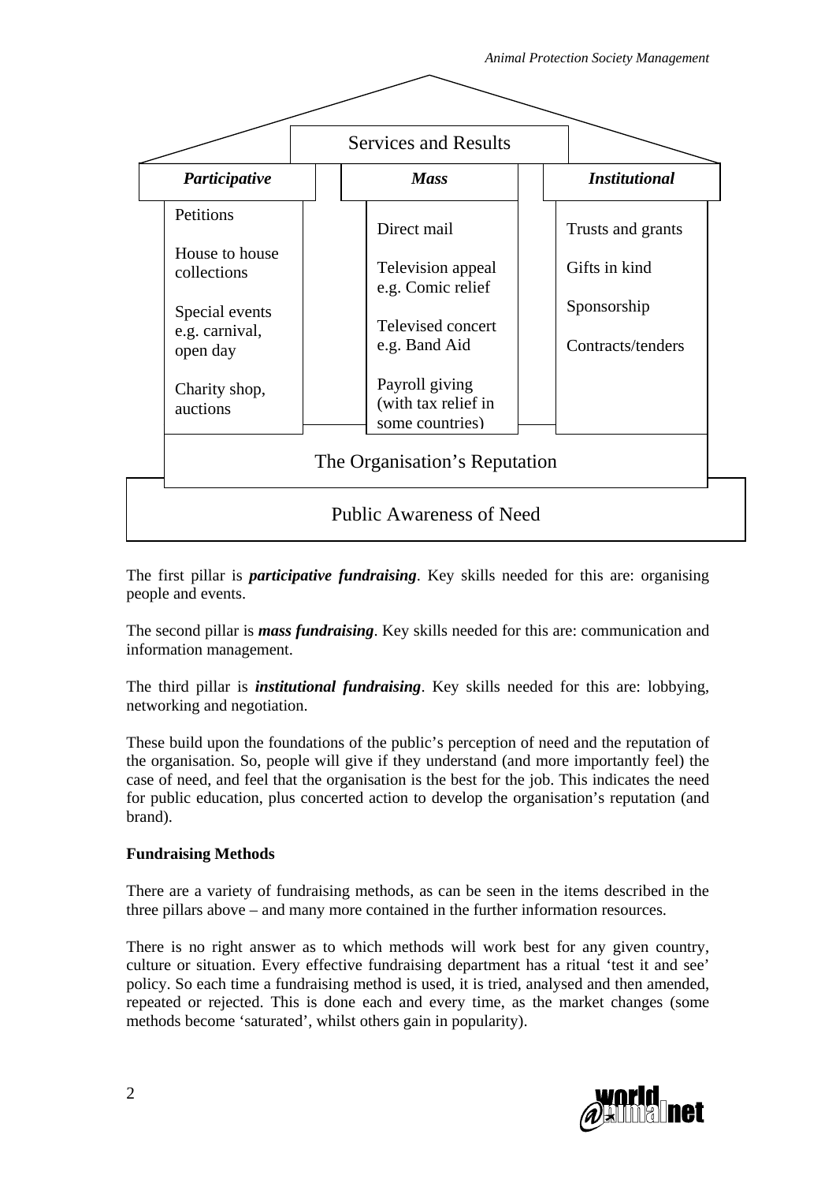Services and Results

| *Participative* | *Mass* | *Institutional* |
|---|---|---|
| Petitions | Direct mail | Trusts and grants |
| House to house collections | Television appeal e.g. Comic relief | Gifts in kind |
| Special events e.g. carnival, open day | Televised concert e.g. Band Aid | Sponsorship |
| Charity shop, auctions | Payroll giving (with tax relief in some countries) | Contracts/tenders |

The Organisation's Reputation

Public Awareness of Need

The first pillar is ***participative fundraising***. Key skills needed for this are: organising people and events.

The second pillar is ***mass fundraising***. Key skills needed for this are: communication and information management.

The third pillar is ***institutional fundraising***. Key skills needed for this are: lobbying, networking and negotiation.

These build upon the foundations of the public's perception of need and the reputation of the organisation. So, people will give if they understand (and more importantly feel) the case of need, and feel that the organisation is the best for the job. This indicates the need for public education, plus concerted action to develop the organisation's reputation (and brand).

**Fundraising Methods**

There are a variety of fundraising methods, as can be seen in the items described in the three pillars above – and many more contained in the further information resources.

There is no right answer as to which methods will work best for any given country, culture or situation. Every effective fundraising department has a ritual 'test it and see' policy. So each time a fundraising method is used, it is tried, analysed and then amended, repeated or rejected. This is done each and every time, as the market changes (some methods become 'saturated', whilst others gain in popularity).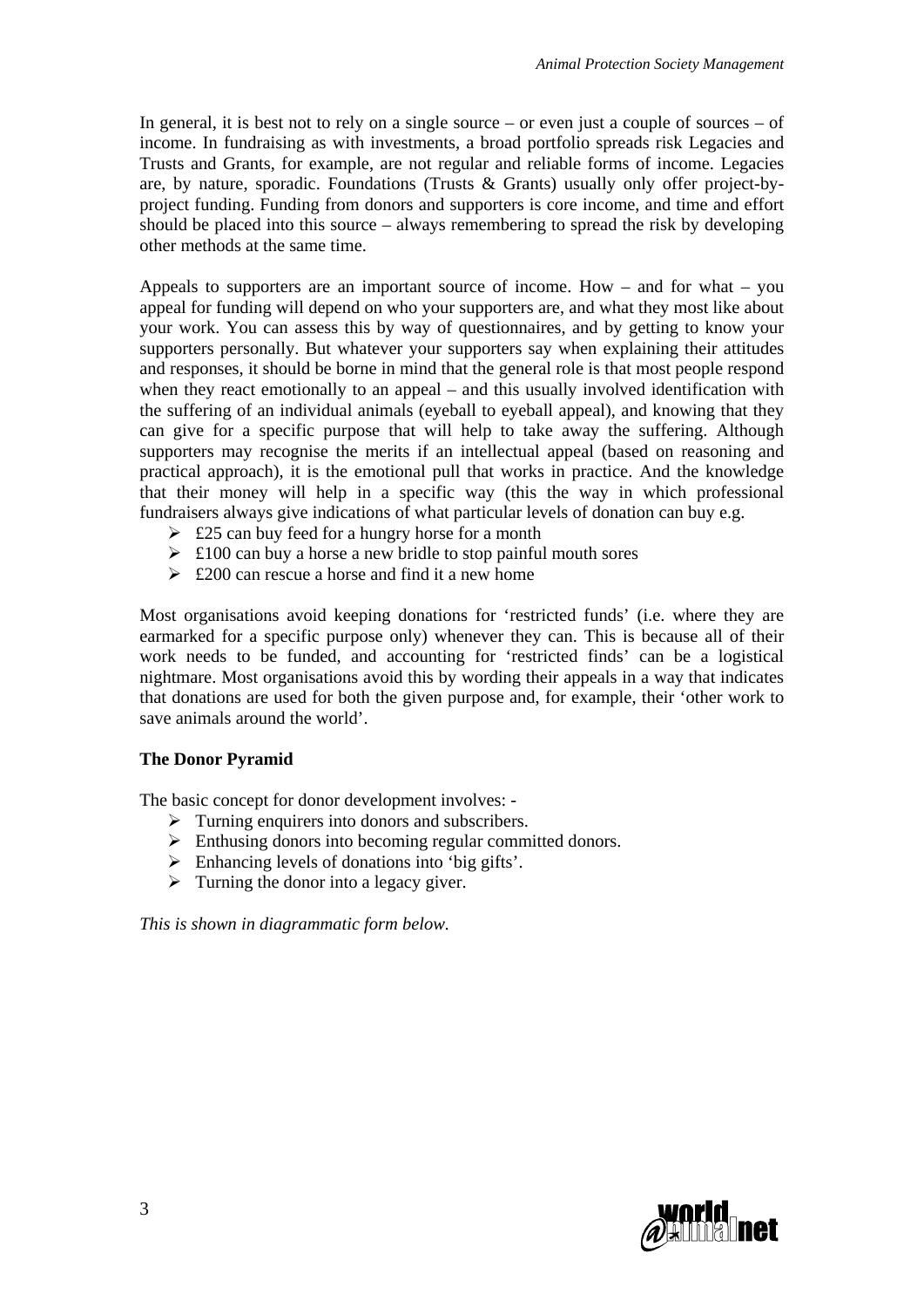In general, it is best not to rely on a single source – or even just a couple of sources – of income. In fundraising as with investments, a broad portfolio spreads risk Legacies and Trusts and Grants, for example, are not regular and reliable forms of income. Legacies are, by nature, sporadic. Foundations (Trusts & Grants) usually only offer project-by-project funding. Funding from donors and supporters is core income, and time and effort should be placed into this source – always remembering to spread the risk by developing other methods at the same time.

Appeals to supporters are an important source of income. How – and for what – you appeal for funding will depend on who your supporters are, and what they most like about your work. You can assess this by way of questionnaires, and by getting to know your supporters personally. But whatever your supporters say when explaining their attitudes and responses, it should be borne in mind that the general role is that most people respond when they react emotionally to an appeal – and this usually involved identification with the suffering of an individual animals (eyeball to eyeball appeal), and knowing that they can give for a specific purpose that will help to take away the suffering. Although supporters may recognise the merits if an intellectual appeal (based on reasoning and practical approach), it is the emotional pull that works in practice. And the knowledge that their money will help in a specific way (this the way in which professional fundraisers always give indications of what particular levels of donation can buy e.g.

- £25 can buy feed for a hungry horse for a month
- £100 can buy a horse a new bridle to stop painful mouth sores
- £200 can rescue a horse and find it a new home

Most organisations avoid keeping donations for 'restricted funds' (i.e. where they are earmarked for a specific purpose only) whenever they can. This is because all of their work needs to be funded, and accounting for 'restricted finds' can be a logistical nightmare. Most organisations avoid this by wording their appeals in a way that indicates that donations are used for both the given purpose and, for example, their 'other work to save animals around the world'.

**The Donor Pyramid**

The basic concept for donor development involves: -

- Turning enquirers into donors and subscribers.
- Enthusing donors into becoming regular committed donors.
- Enhancing levels of donations into 'big gifts'.
- Turning the donor into a legacy giver.

*This is shown in diagrammatic form below.*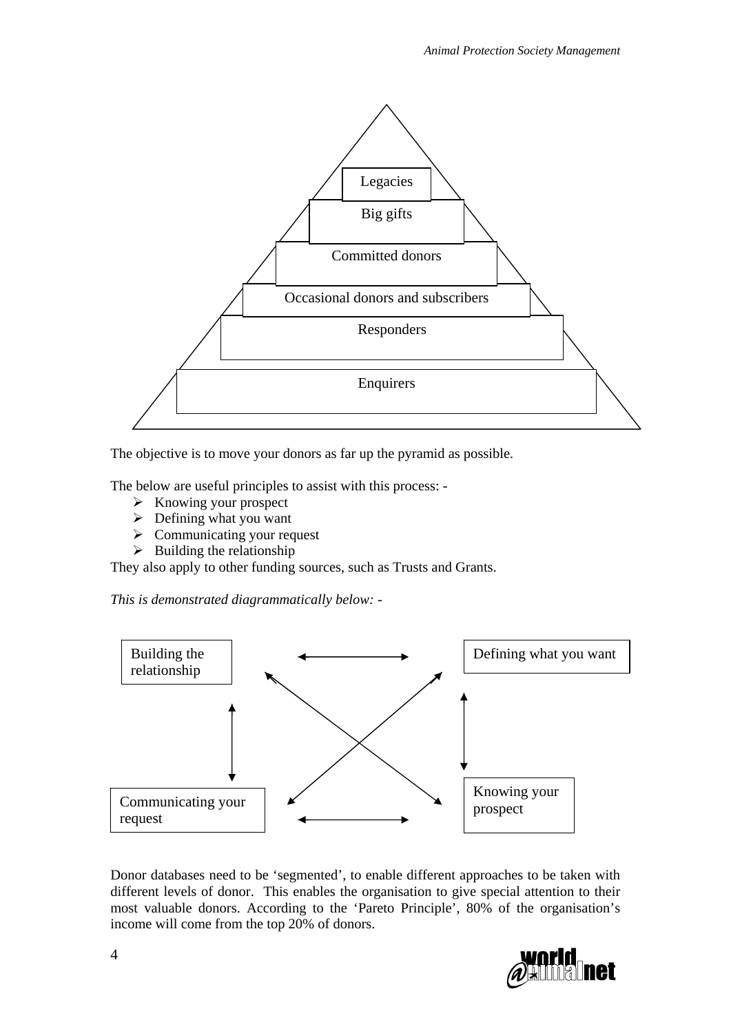Legacies

Big gifts

Committed donors

Occasional donors and subscribers

Responders

Enquirers

The objective is to move your donors as far up the pyramid as possible.

The below are useful principles to assist with this process: -

- Knowing your prospect
- Defining what you want
- Communicating your request
- Building the relationship

They also apply to other funding sources, such as Trusts and Grants.

*This is demonstrated diagrammatically below: -*

Building the relationship

Defining what you want

Communicating your request

Knowing your prospect

Donor databases need to be 'segmented', to enable different approaches to be taken with different levels of donor. This enables the organisation to give special attention to their most valuable donors. According to the 'Pareto Principle', 80% of the organisation's income will come from the top 20% of donors.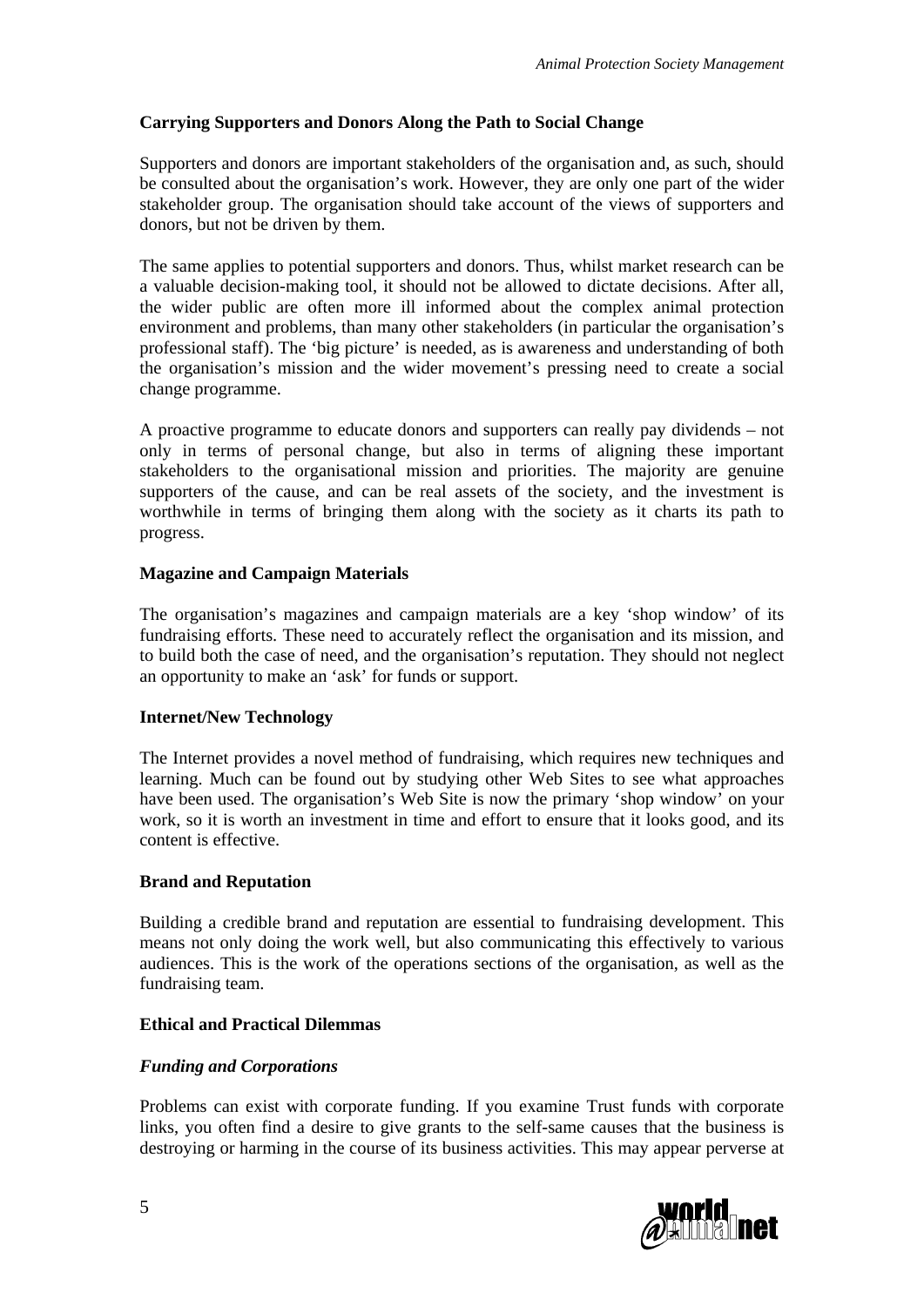**Carrying Supporters and Donors Along the Path to Social Change**

Supporters and donors are important stakeholders of the organisation and, as such, should be consulted about the organisation's work. However, they are only one part of the wider stakeholder group. The organisation should take account of the views of supporters and donors, but not be driven by them.

The same applies to potential supporters and donors. Thus, whilst market research can be a valuable decision-making tool, it should not be allowed to dictate decisions. After all, the wider public are often more ill informed about the complex animal protection environment and problems, than many other stakeholders (in particular the organisation's professional staff). The 'big picture' is needed, as is awareness and understanding of both the organisation's mission and the wider movement's pressing need to create a social change programme.

A proactive programme to educate donors and supporters can really pay dividends – not only in terms of personal change, but also in terms of aligning these important stakeholders to the organisational mission and priorities. The majority are genuine supporters of the cause, and can be real assets of the society, and the investment is worthwhile in terms of bringing them along with the society as it charts its path to progress.

**Magazine and Campaign Materials**

The organisation's magazines and campaign materials are a key 'shop window' of its fundraising efforts. These need to accurately reflect the organisation and its mission, and to build both the case of need, and the organisation's reputation. They should not neglect an opportunity to make an 'ask' for funds or support.

**Internet/New Technology**

The Internet provides a novel method of fundraising, which requires new techniques and learning. Much can be found out by studying other Web Sites to see what approaches have been used. The organisation's Web Site is now the primary 'shop window' on your work, so it is worth an investment in time and effort to ensure that it looks good, and its content is effective.

**Brand and Reputation**

Building a credible brand and reputation are essential to fundraising development. This means not only doing the work well, but also communicating this effectively to various audiences. This is the work of the operations sections of the organisation, as well as the fundraising team.

**Ethical and Practical Dilemmas**

***Funding and Corporations***

Problems can exist with corporate funding. If you examine Trust funds with corporate links, you often find a desire to give grants to the self-same causes that the business is destroying or harming in the course of its business activities. This may appear perverse at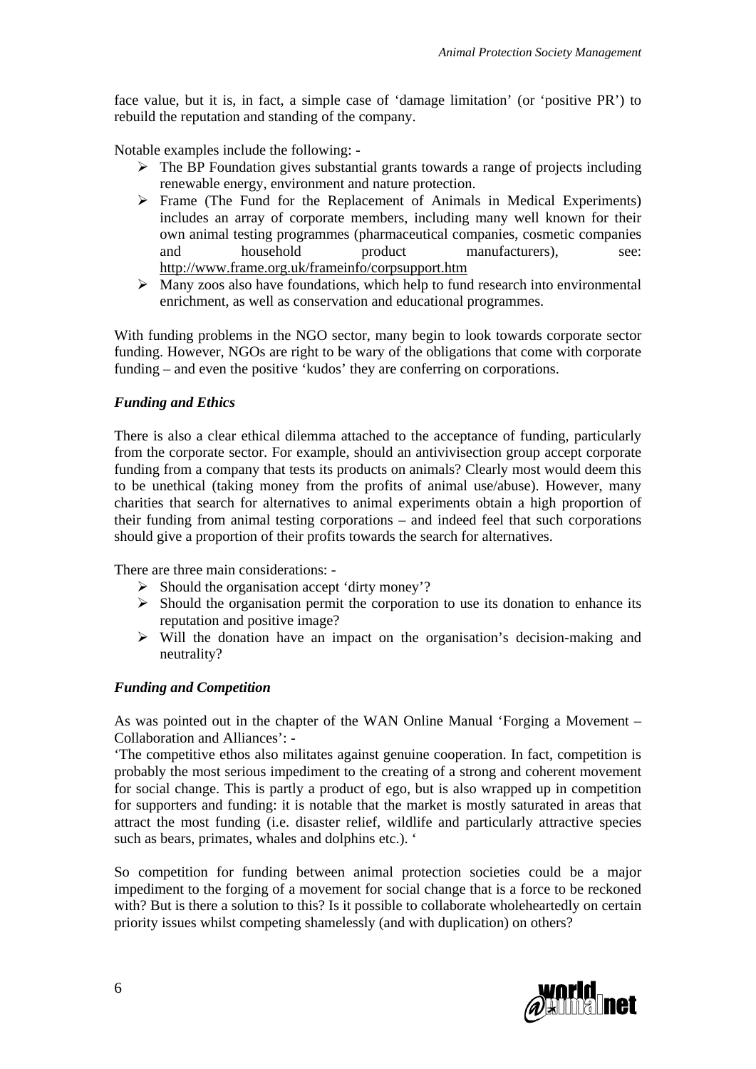face value, but it is, in fact, a simple case of 'damage limitation' (or 'positive PR') to rebuild the reputation and standing of the company.

Notable examples include the following: -

- The BP Foundation gives substantial grants towards a range of projects including renewable energy, environment and nature protection.
- Frame (The Fund for the Replacement of Animals in Medical Experiments) includes an array of corporate members, including many well known for their own animal testing programmes (pharmaceutical companies, cosmetic companies and household product manufacturers), see: http://www.frame.org.uk/frameinfo/corpsupport.htm
- Many zoos also have foundations, which help to fund research into environmental enrichment, as well as conservation and educational programmes.

With funding problems in the NGO sector, many begin to look towards corporate sector funding. However, NGOs are right to be wary of the obligations that come with corporate funding – and even the positive 'kudos' they are conferring on corporations.

### *Funding and Ethics*

There is also a clear ethical dilemma attached to the acceptance of funding, particularly from the corporate sector. For example, should an antivivisection group accept corporate funding from a company that tests its products on animals? Clearly most would deem this to be unethical (taking money from the profits of animal use/abuse). However, many charities that search for alternatives to animal experiments obtain a high proportion of their funding from animal testing corporations – and indeed feel that such corporations should give a proportion of their profits towards the search for alternatives.

There are three main considerations: -

- Should the organisation accept 'dirty money'?
- Should the organisation permit the corporation to use its donation to enhance its reputation and positive image?
- Will the donation have an impact on the organisation's decision-making and neutrality?

### *Funding and Competition*

As was pointed out in the chapter of the WAN Online Manual 'Forging a Movement – Collaboration and Alliances': -

'The competitive ethos also militates against genuine cooperation. In fact, competition is probably the most serious impediment to the creating of a strong and coherent movement for social change. This is partly a product of ego, but is also wrapped up in competition for supporters and funding: it is notable that the market is mostly saturated in areas that attract the most funding (i.e. disaster relief, wildlife and particularly attractive species such as bears, primates, whales and dolphins etc.). '

So competition for funding between animal protection societies could be a major impediment to the forging of a movement for social change that is a force to be reckoned with? But is there a solution to this? Is it possible to collaborate wholeheartedly on certain priority issues whilst competing shamelessly (and with duplication) on others?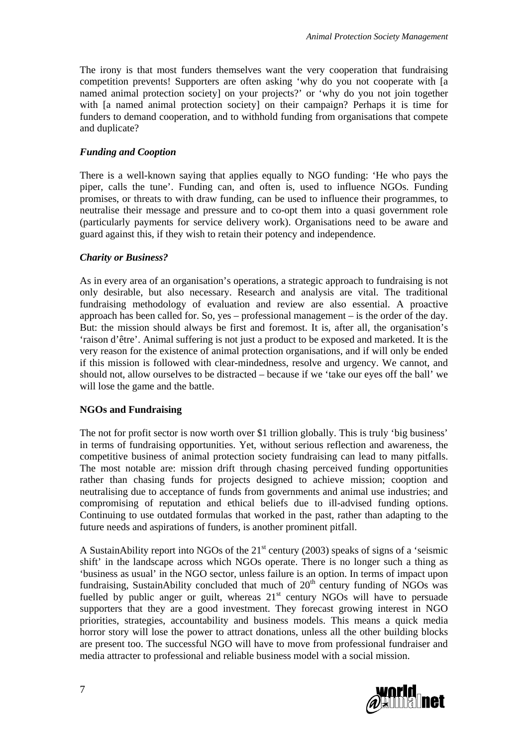The irony is that most funders themselves want the very cooperation that fundraising competition prevents! Supporters are often asking 'why do you not cooperate with [a named animal protection society] on your projects?' or 'why do you not join together with [a named animal protection society] on their campaign? Perhaps it is time for funders to demand cooperation, and to withhold funding from organisations that compete and duplicate?

### *Funding and Cooption*

There is a well-known saying that applies equally to NGO funding: 'He who pays the piper, calls the tune'. Funding can, and often is, used to influence NGOs. Funding promises, or threats to with draw funding, can be used to influence their programmes, to neutralise their message and pressure and to co-opt them into a quasi government role (particularly payments for service delivery work). Organisations need to be aware and guard against this, if they wish to retain their potency and independence.

### *Charity or Business?*

As in every area of an organisation's operations, a strategic approach to fundraising is not only desirable, but also necessary. Research and analysis are vital. The traditional fundraising methodology of evaluation and review are also essential. A proactive approach has been called for. So, yes – professional management – is the order of the day. But: the mission should always be first and foremost. It is, after all, the organisation's 'raison d'être'. Animal suffering is not just a product to be exposed and marketed. It is the very reason for the existence of animal protection organisations, and if will only be ended if this mission is followed with clear-mindedness, resolve and urgency. We cannot, and should not, allow ourselves to be distracted – because if we 'take our eyes off the ball' we will lose the game and the battle.

## NGOs and Fundraising

The not for profit sector is now worth over $1 trillion globally. This is truly 'big business' in terms of fundraising opportunities. Yet, without serious reflection and awareness, the competitive business of animal protection society fundraising can lead to many pitfalls. The most notable are: mission drift through chasing perceived funding opportunities rather than chasing funds for projects designed to achieve mission; cooption and neutralising due to acceptance of funds from governments and animal use industries; and compromising of reputation and ethical beliefs due to ill-advised funding options. Continuing to use outdated formulas that worked in the past, rather than adapting to the future needs and aspirations of funders, is another prominent pitfall.

A SustainAbility report into NGOs of the 21st century (2003) speaks of signs of a 'seismic shift' in the landscape across which NGOs operate. There is no longer such a thing as 'business as usual' in the NGO sector, unless failure is an option. In terms of impact upon fundraising, SustainAbility concluded that much of 20th century funding of NGOs was fuelled by public anger or guilt, whereas 21st century NGOs will have to persuade supporters that they are a good investment. They forecast growing interest in NGO priorities, strategies, accountability and business models. This means a quick media horror story will lose the power to attract donations, unless all the other building blocks are present too. The successful NGO will have to move from professional fundraiser and media attracter to professional and reliable business model with a social mission.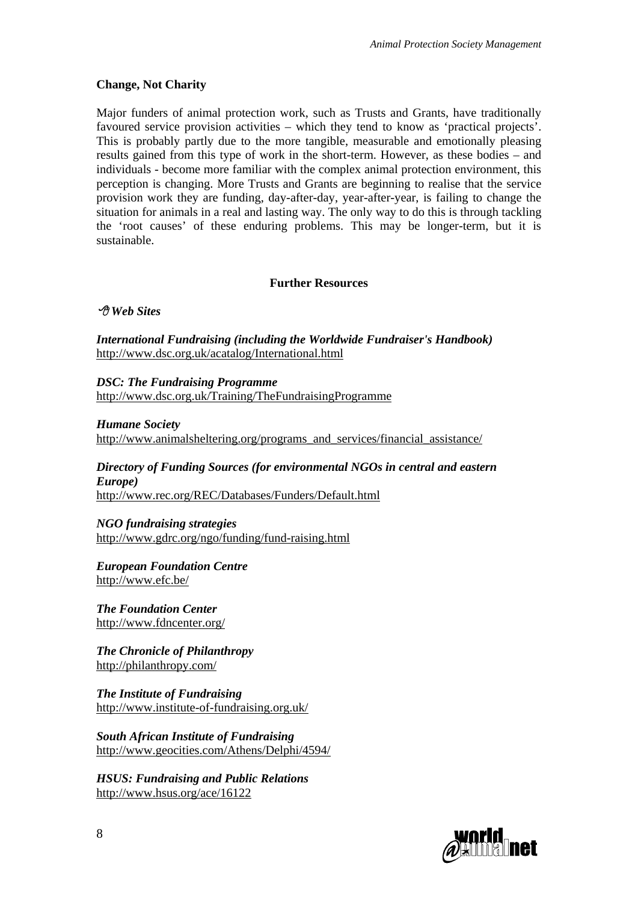**Change, Not Charity**

Major funders of animal protection work, such as Trusts and Grants, have traditionally favoured service provision activities – which they tend to know as 'practical projects'. This is probably partly due to the more tangible, measurable and emotionally pleasing results gained from this type of work in the short-term. However, as these bodies – and individuals - become more familiar with the complex animal protection environment, this perception is changing. More Trusts and Grants are beginning to realise that the service provision work they are funding, day-after-day, year-after-year, is failing to change the situation for animals in a real and lasting way. The only way to do this is through tackling the 'root causes' of these enduring problems. This may be longer-term, but it is sustainable.

## Further Resources

***Web Sites***

***International Fundraising (including the Worldwide Fundraiser's Handbook)***
http://www.dsc.org.uk/acatalog/International.html

***DSC: The Fundraising Programme***
http://www.dsc.org.uk/Training/TheFundraisingProgramme

***Humane Society***
http://www.animalsheltering.org/programs_and_services/financial_assistance/

***Directory of Funding Sources (for environmental NGOs in central and eastern Europe)***
http://www.rec.org/REC/Databases/Funders/Default.html

***NGO fundraising strategies***
http://www.gdrc.org/ngo/funding/fund-raising.html

***European Foundation Centre***
http://www.efc.be/

***The Foundation Center***
http://www.fdncenter.org/

***The Chronicle of Philanthropy***
http://philanthropy.com/

***The Institute of Fundraising***
http://www.institute-of-fundraising.org.uk/

***South African Institute of Fundraising***
http://www.geocities.com/Athens/Delphi/4594/

***HSUS: Fundraising and Public Relations***
http://www.hsus.org/ace/16122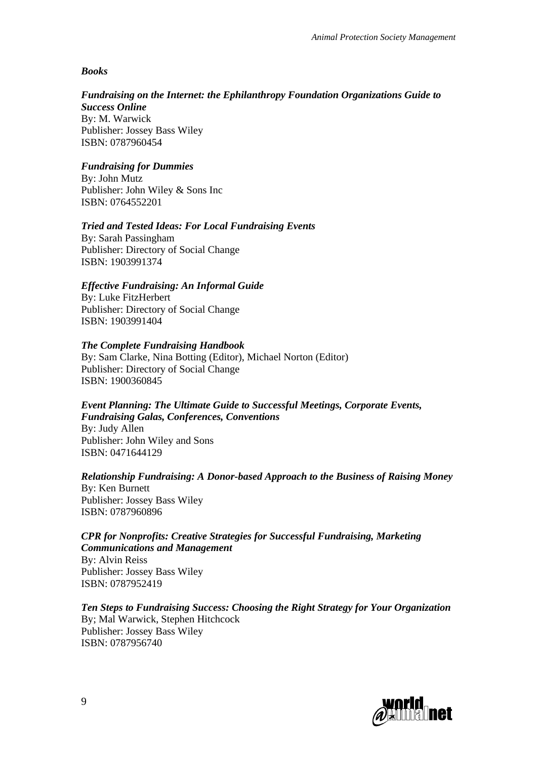***Books***

***Fundraising on the Internet: the Ephilanthropy Foundation Organizations Guide to Success Online***
By: M. Warwick
Publisher: Jossey Bass Wiley
ISBN: 0787960454

***Fundraising for Dummies***
By: John Mutz
Publisher: John Wiley & Sons Inc
ISBN: 0764552201

***Tried and Tested Ideas: For Local Fundraising Events***
By: Sarah Passingham
Publisher: Directory of Social Change
ISBN: 1903991374

***Effective Fundraising: An Informal Guide***
By: Luke FitzHerbert
Publisher: Directory of Social Change
ISBN: 1903991404

***The Complete Fundraising Handbook***
By: Sam Clarke, Nina Botting (Editor), Michael Norton (Editor)
Publisher: Directory of Social Change
ISBN: 1900360845

***Event Planning: The Ultimate Guide to Successful Meetings, Corporate Events, Fundraising Galas, Conferences, Conventions***
By: Judy Allen
Publisher: John Wiley and Sons
ISBN: 0471644129

***Relationship Fundraising: A Donor-based Approach to the Business of Raising Money***
By: Ken Burnett
Publisher: Jossey Bass Wiley
ISBN: 0787960896

***CPR for Nonprofits: Creative Strategies for Successful Fundraising, Marketing Communications and Management***
By: Alvin Reiss
Publisher: Jossey Bass Wiley
ISBN: 0787952419

***Ten Steps to Fundraising Success: Choosing the Right Strategy for Your Organization***
By; Mal Warwick, Stephen Hitchcock
Publisher: Jossey Bass Wiley
ISBN: 0787956740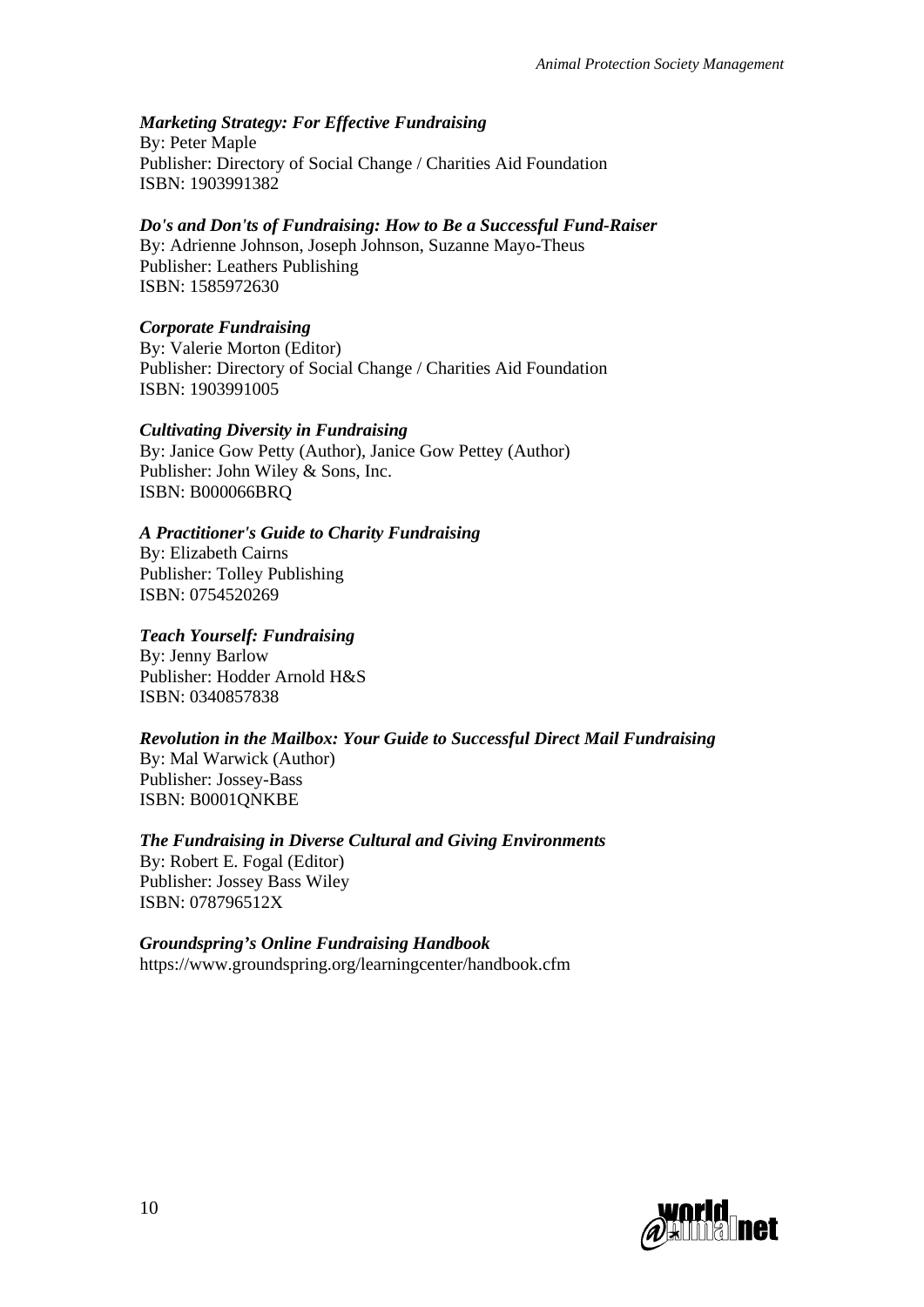***Marketing Strategy: For Effective Fundraising***
By: Peter Maple
Publisher: Directory of Social Change / Charities Aid Foundation
ISBN: 1903991382

***Do's and Don'ts of Fundraising: How to Be a Successful Fund-Raiser***
By: Adrienne Johnson, Joseph Johnson, Suzanne Mayo-Theus
Publisher: Leathers Publishing
ISBN: 1585972630

***Corporate Fundraising***
By: Valerie Morton (Editor)
Publisher: Directory of Social Change / Charities Aid Foundation
ISBN: 1903991005

***Cultivating Diversity in Fundraising***
By: Janice Gow Petty (Author), Janice Gow Pettey (Author)
Publisher: John Wiley & Sons, Inc.
ISBN: B000066BRQ

***A Practitioner's Guide to Charity Fundraising***
By: Elizabeth Cairns
Publisher: Tolley Publishing
ISBN: 0754520269

***Teach Yourself: Fundraising***
By: Jenny Barlow
Publisher: Hodder Arnold H&S
ISBN: 0340857838

***Revolution in the Mailbox: Your Guide to Successful Direct Mail Fundraising***
By: Mal Warwick (Author)
Publisher: Jossey-Bass
ISBN: B0001QNKBE

***The Fundraising in Diverse Cultural and Giving Environments***
By: Robert E. Fogal (Editor)
Publisher: Jossey Bass Wiley
ISBN: 078796512X

***Groundspring's Online Fundraising Handbook***
https://www.groundspring.org/learningcenter/handbook.cfm